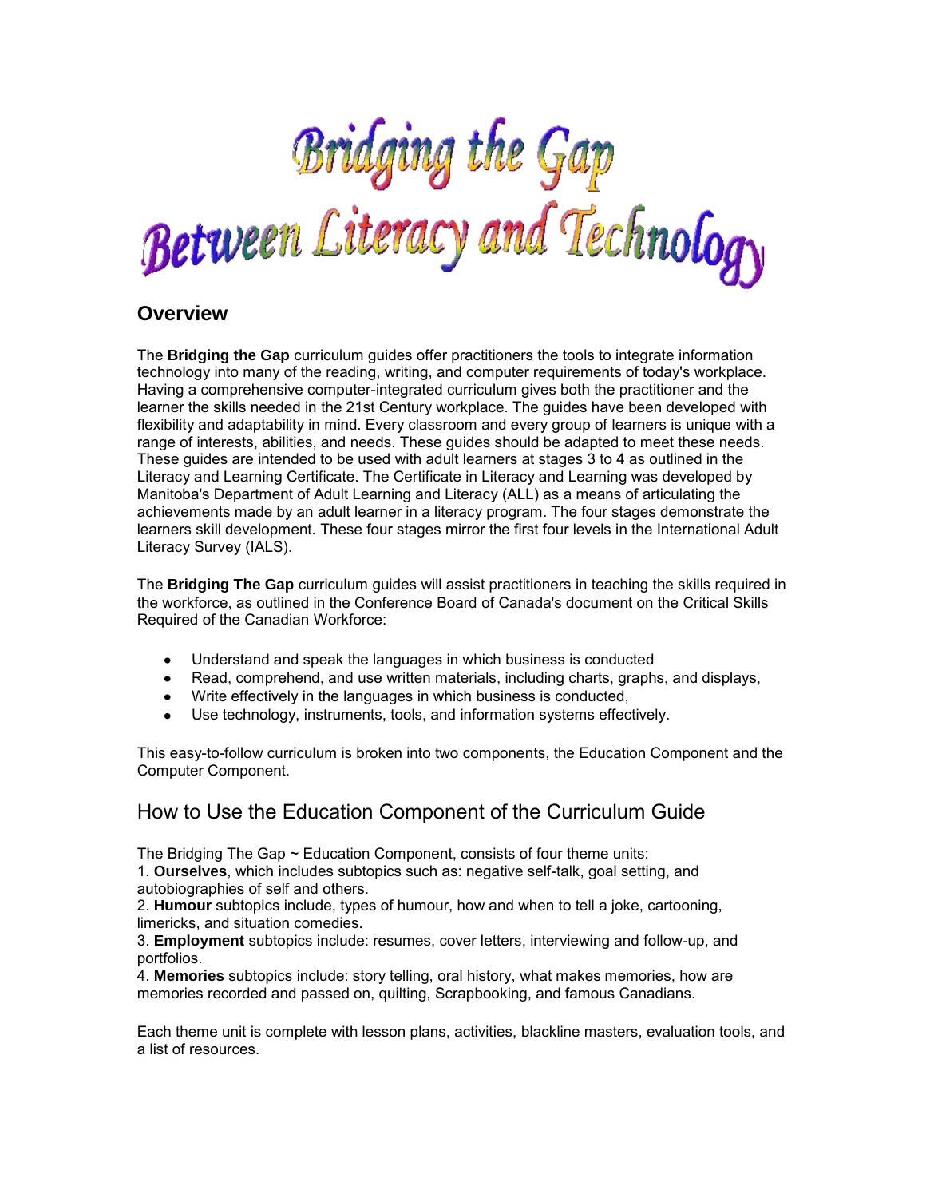# Bridging the Gap Between Literacy and Technology

## Overview

The **Bridging the Gap** curriculum guides offer practitioners the tools to integrate information technology into many of the reading, writing, and computer requirements of today's workplace. Having a comprehensive computer-integrated curriculum gives both the practitioner and the learner the skills needed in the 21st Century workplace. The guides have been developed with flexibility and adaptability in mind. Every classroom and every group of learners is unique with a range of interests, abilities, and needs. These guides should be adapted to meet these needs. These guides are intended to be used with adult learners at stages 3 to 4 as outlined in the Literacy and Learning Certificate. The Certificate in Literacy and Learning was developed by Manitoba's Department of Adult Learning and Literacy (ALL) as a means of articulating the achievements made by an adult learner in a literacy program. The four stages demonstrate the learners skill development. These four stages mirror the first four levels in the International Adult Literacy Survey (IALS).

The **Bridging The Gap** curriculum guides will assist practitioners in teaching the skills required in the workforce, as outlined in the Conference Board of Canada's document on the Critical Skills Required of the Canadian Workforce:

- Understand and speak the languages in which business is conducted
- Read, comprehend, and use written materials, including charts, graphs, and displays,
- Write effectively in the languages in which business is conducted,
- Use technology, instruments, tools, and information systems effectively.

This easy-to-follow curriculum is broken into two components, the Education Component and the Computer Component.

## How to Use the Education Component of the Curriculum Guide

The Bridging The Gap ~ Education Component, consists of four theme units:
1. **Ourselves**, which includes subtopics such as: negative self-talk, goal setting, and autobiographies of self and others.
2. **Humour** subtopics include, types of humour, how and when to tell a joke, cartooning, limericks, and situation comedies.
3. **Employment** subtopics include: resumes, cover letters, interviewing and follow-up, and portfolios.
4. **Memories** subtopics include: story telling, oral history, what makes memories, how are memories recorded and passed on, quilting, Scrapbooking, and famous Canadians.

Each theme unit is complete with lesson plans, activities, blackline masters, evaluation tools, and a list of resources.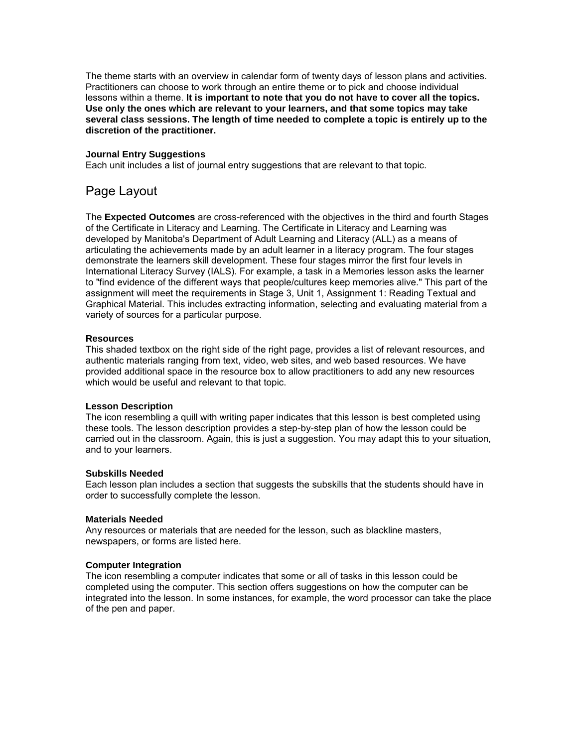The theme starts with an overview in calendar form of twenty days of lesson plans and activities. Practitioners can choose to work through an entire theme or to pick and choose individual lessons within a theme. **It is important to note that you do not have to cover all the topics. Use only the ones which are relevant to your learners, and that some topics may take several class sessions. The length of time needed to complete a topic is entirely up to the discretion of the practitioner.**

#### Journal Entry Suggestions

Each unit includes a list of journal entry suggestions that are relevant to that topic.

## Page Layout

The **Expected Outcomes** are cross-referenced with the objectives in the third and fourth Stages of the Certificate in Literacy and Learning. The Certificate in Literacy and Learning was developed by Manitoba's Department of Adult Learning and Literacy (ALL) as a means of articulating the achievements made by an adult learner in a literacy program. The four stages demonstrate the learners skill development. These four stages mirror the first four levels in International Literacy Survey (IALS). For example, a task in a Memories lesson asks the learner to "find evidence of the different ways that people/cultures keep memories alive." This part of the assignment will meet the requirements in Stage 3, Unit 1, Assignment 1: Reading Textual and Graphical Material. This includes extracting information, selecting and evaluating material from a variety of sources for a particular purpose.

#### Resources

This shaded textbox on the right side of the right page, provides a list of relevant resources, and authentic materials ranging from text, video, web sites, and web based resources. We have provided additional space in the resource box to allow practitioners to add any new resources which would be useful and relevant to that topic.

#### Lesson Description

The icon resembling a quill with writing paper indicates that this lesson is best completed using these tools. The lesson description provides a step-by-step plan of how the lesson could be carried out in the classroom. Again, this is just a suggestion. You may adapt this to your situation, and to your learners.

#### Subskills Needed

Each lesson plan includes a section that suggests the subskills that the students should have in order to successfully complete the lesson.

#### Materials Needed

Any resources or materials that are needed for the lesson, such as blackline masters, newspapers, or forms are listed here.

#### Computer Integration

The icon resembling a computer indicates that some or all of tasks in this lesson could be completed using the computer. This section offers suggestions on how the computer can be integrated into the lesson. In some instances, for example, the word processor can take the place of the pen and paper.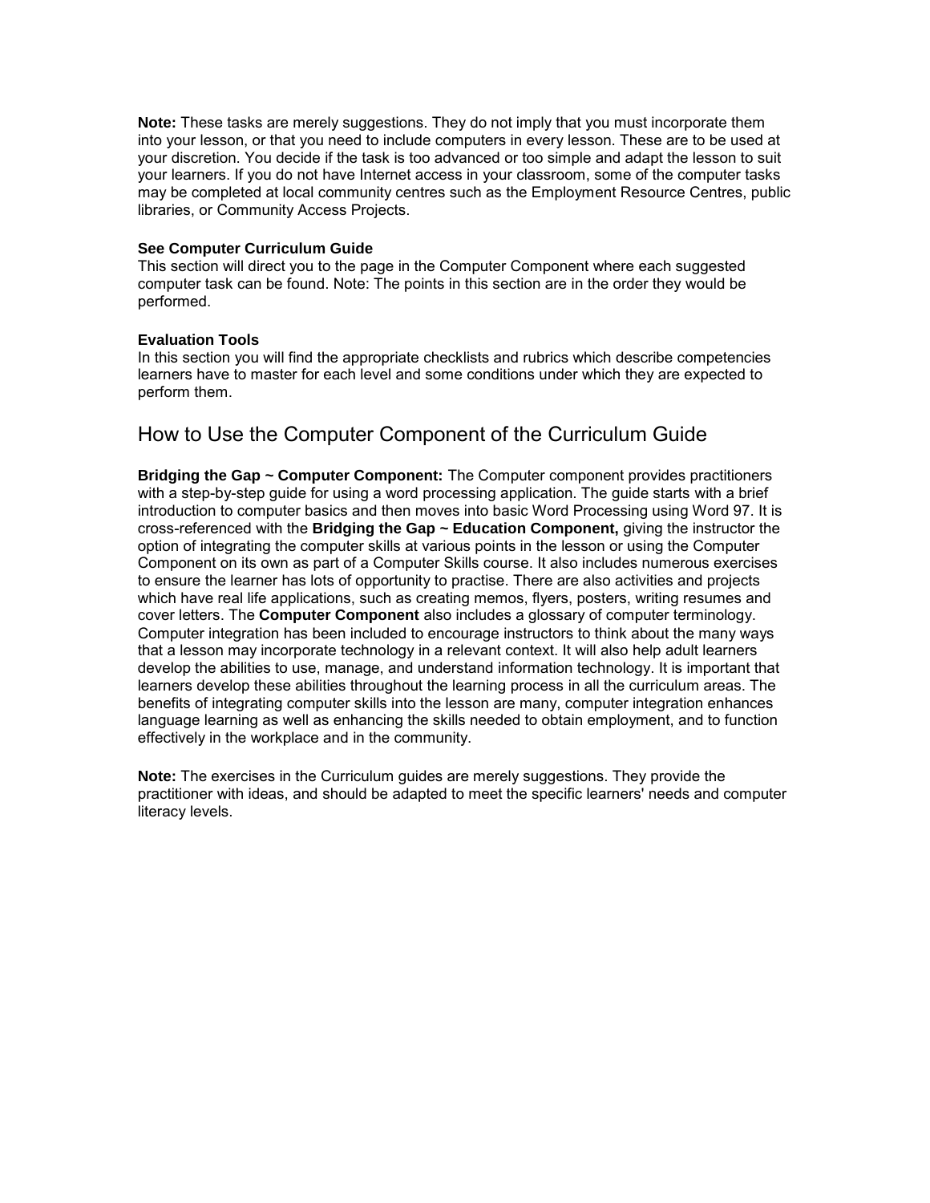**Note:** These tasks are merely suggestions. They do not imply that you must incorporate them into your lesson, or that you need to include computers in every lesson. These are to be used at your discretion. You decide if the task is too advanced or too simple and adapt the lesson to suit your learners. If you do not have Internet access in your classroom, some of the computer tasks may be completed at local community centres such as the Employment Resource Centres, public libraries, or Community Access Projects.

**See Computer Curriculum Guide**
This section will direct you to the page in the Computer Component where each suggested computer task can be found. Note: The points in this section are in the order they would be performed.

**Evaluation Tools**
In this section you will find the appropriate checklists and rubrics which describe competencies learners have to master for each level and some conditions under which they are expected to perform them.

## How to Use the Computer Component of the Curriculum Guide

**Bridging the Gap ~ Computer Component:** The Computer component provides practitioners with a step-by-step guide for using a word processing application. The guide starts with a brief introduction to computer basics and then moves into basic Word Processing using Word 97. It is cross-referenced with the **Bridging the Gap ~ Education Component,** giving the instructor the option of integrating the computer skills at various points in the lesson or using the Computer Component on its own as part of a Computer Skills course. It also includes numerous exercises to ensure the learner has lots of opportunity to practise. There are also activities and projects which have real life applications, such as creating memos, flyers, posters, writing resumes and cover letters. The **Computer Component** also includes a glossary of computer terminology. Computer integration has been included to encourage instructors to think about the many ways that a lesson may incorporate technology in a relevant context. It will also help adult learners develop the abilities to use, manage, and understand information technology. It is important that learners develop these abilities throughout the learning process in all the curriculum areas. The benefits of integrating computer skills into the lesson are many, computer integration enhances language learning as well as enhancing the skills needed to obtain employment, and to function effectively in the workplace and in the community.

**Note:** The exercises in the Curriculum guides are merely suggestions. They provide the practitioner with ideas, and should be adapted to meet the specific learners' needs and computer literacy levels.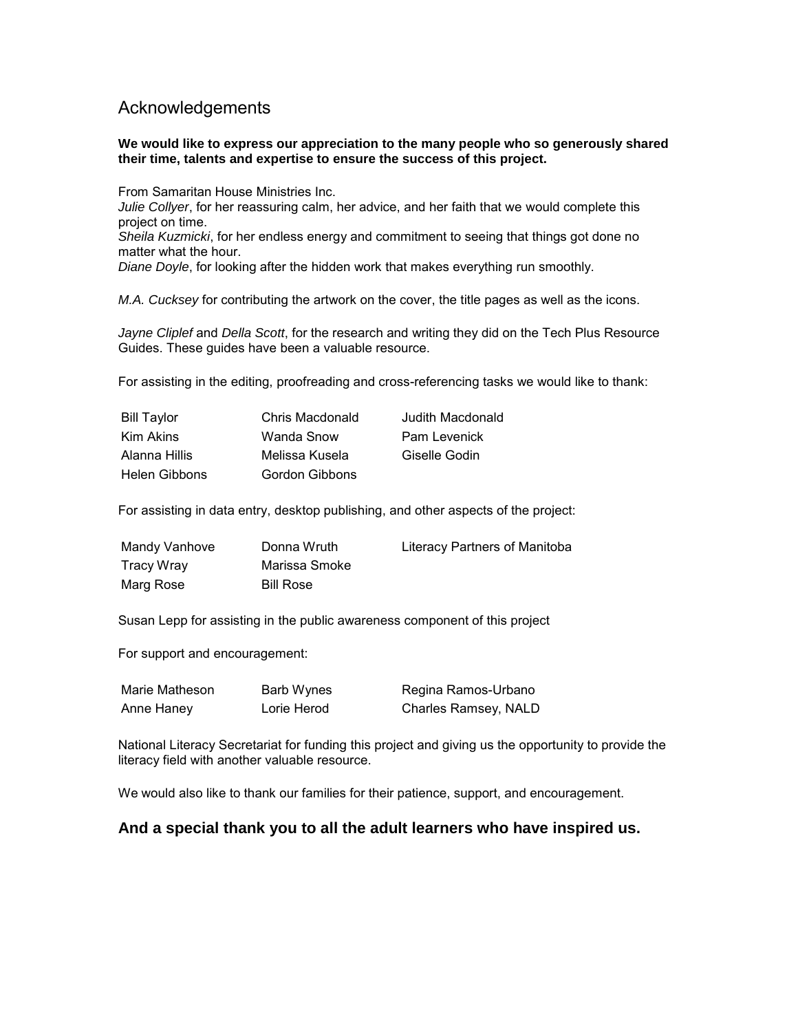# Acknowledgements

**We would like to express our appreciation to the many people who so generously shared their time, talents and expertise to ensure the success of this project.**

From Samaritan House Ministries Inc.
*Julie Collyer*, for her reassuring calm, her advice, and her faith that we would complete this project on time.
*Sheila Kuzmicki*, for her endless energy and commitment to seeing that things got done no matter what the hour.
*Diane Doyle*, for looking after the hidden work that makes everything run smoothly.

*M.A. Cucksey* for contributing the artwork on the cover, the title pages as well as the icons.

*Jayne Cliplef* and *Della Scott*, for the research and writing they did on the Tech Plus Resource Guides. These guides have been a valuable resource.

For assisting in the editing, proofreading and cross-referencing tasks we would like to thank:

| | | |
|---|---|---|
| Bill Taylor | Chris Macdonald | Judith Macdonald |
| Kim Akins | Wanda Snow | Pam Levenick |
| Alanna Hillis | Melissa Kusela | Giselle Godin |
| Helen Gibbons | Gordon Gibbons | |

For assisting in data entry, desktop publishing, and other aspects of the project:

| | | |
|---|---|---|
| Mandy Vanhove | Donna Wruth | Literacy Partners of Manitoba |
| Tracy Wray | Marissa Smoke | |
| Marg Rose | Bill Rose | |

Susan Lepp for assisting in the public awareness component of this project

For support and encouragement:

| | | |
|---|---|---|
| Marie Matheson | Barb Wynes | Regina Ramos-Urbano |
| Anne Haney | Lorie Herod | Charles Ramsey, NALD |

National Literacy Secretariat for funding this project and giving us the opportunity to provide the literacy field with another valuable resource.

We would also like to thank our families for their patience, support, and encouragement.

### And a special thank you to all the adult learners who have inspired us.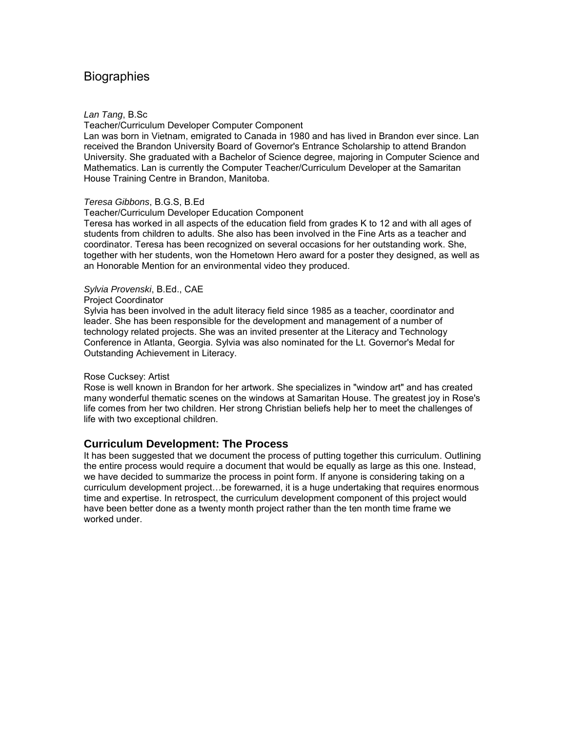# Biographies

*Lan Tang*, B.Sc
Teacher/Curriculum Developer Computer Component
Lan was born in Vietnam, emigrated to Canada in 1980 and has lived in Brandon ever since. Lan received the Brandon University Board of Governor's Entrance Scholarship to attend Brandon University. She graduated with a Bachelor of Science degree, majoring in Computer Science and Mathematics. Lan is currently the Computer Teacher/Curriculum Developer at the Samaritan House Training Centre in Brandon, Manitoba.

*Teresa Gibbons*, B.G.S, B.Ed
Teacher/Curriculum Developer Education Component
Teresa has worked in all aspects of the education field from grades K to 12 and with all ages of students from children to adults. She also has been involved in the Fine Arts as a teacher and coordinator. Teresa has been recognized on several occasions for her outstanding work. She, together with her students, won the Hometown Hero award for a poster they designed, as well as an Honorable Mention for an environmental video they produced.

*Sylvia Provenski*, B.Ed., CAE
Project Coordinator
Sylvia has been involved in the adult literacy field since 1985 as a teacher, coordinator and leader. She has been responsible for the development and management of a number of technology related projects. She was an invited presenter at the Literacy and Technology Conference in Atlanta, Georgia. Sylvia was also nominated for the Lt. Governor's Medal for Outstanding Achievement in Literacy.

Rose Cucksey: Artist
Rose is well known in Brandon for her artwork. She specializes in "window art" and has created many wonderful thematic scenes on the windows at Samaritan House. The greatest joy in Rose's life comes from her two children. Her strong Christian beliefs help her to meet the challenges of life with two exceptional children.

## Curriculum Development: The Process

It has been suggested that we document the process of putting together this curriculum. Outlining the entire process would require a document that would be equally as large as this one. Instead, we have decided to summarize the process in point form. If anyone is considering taking on a curriculum development project…be forewarned, it is a huge undertaking that requires enormous time and expertise. In retrospect, the curriculum development component of this project would have been better done as a twenty month project rather than the ten month time frame we worked under.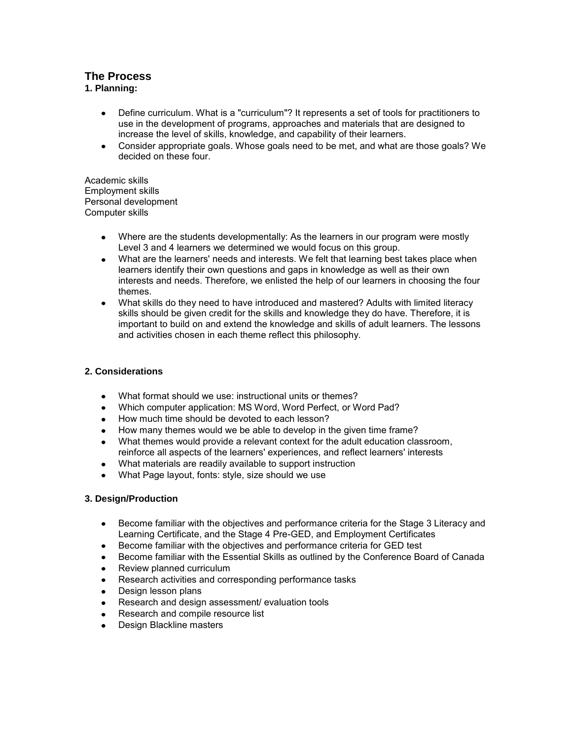## The Process

### 1. Planning:

- Define curriculum. What is a "curriculum"? It represents a set of tools for practitioners to use in the development of programs, approaches and materials that are designed to increase the level of skills, knowledge, and capability of their learners.
- Consider appropriate goals. Whose goals need to be met, and what are those goals? We decided on these four.

Academic skills
Employment skills
Personal development
Computer skills

- Where are the students developmentally: As the learners in our program were mostly Level 3 and 4 learners we determined we would focus on this group.
- What are the learners' needs and interests. We felt that learning best takes place when learners identify their own questions and gaps in knowledge as well as their own interests and needs. Therefore, we enlisted the help of our learners in choosing the four themes.
- What skills do they need to have introduced and mastered? Adults with limited literacy skills should be given credit for the skills and knowledge they do have. Therefore, it is important to build on and extend the knowledge and skills of adult learners. The lessons and activities chosen in each theme reflect this philosophy.

### 2. Considerations

- What format should we use: instructional units or themes?
- Which computer application: MS Word, Word Perfect, or Word Pad?
- How much time should be devoted to each lesson?
- How many themes would we be able to develop in the given time frame?
- What themes would provide a relevant context for the adult education classroom, reinforce all aspects of the learners' experiences, and reflect learners' interests
- What materials are readily available to support instruction
- What Page layout, fonts: style, size should we use

### 3. Design/Production

- Become familiar with the objectives and performance criteria for the Stage 3 Literacy and Learning Certificate, and the Stage 4 Pre-GED, and Employment Certificates
- Become familiar with the objectives and performance criteria for GED test
- Become familiar with the Essential Skills as outlined by the Conference Board of Canada
- Review planned curriculum
- Research activities and corresponding performance tasks
- Design lesson plans
- Research and design assessment/ evaluation tools
- Research and compile resource list
- Design Blackline masters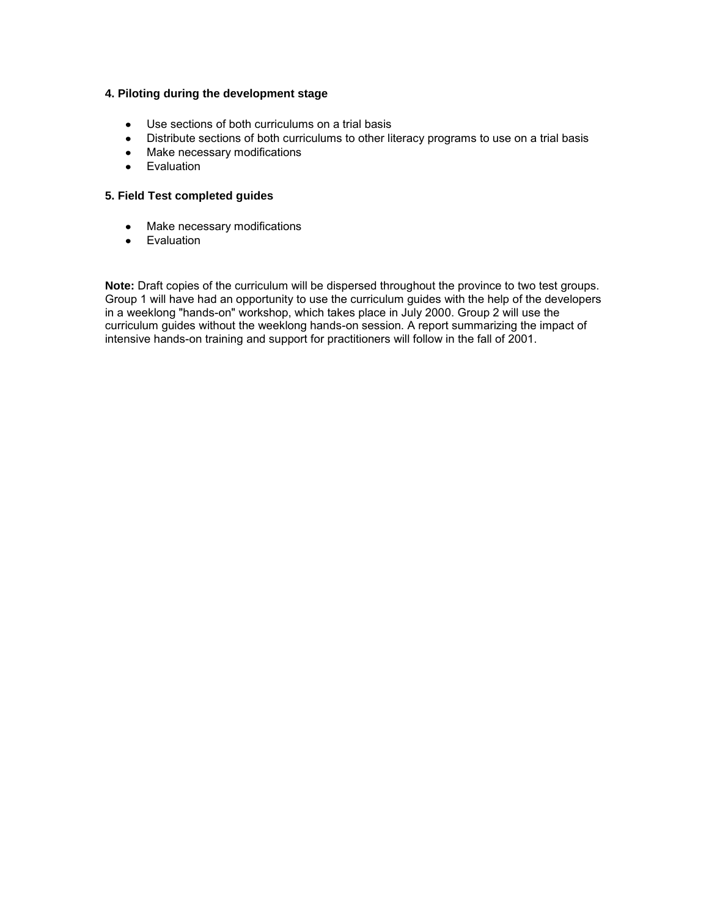**4. Piloting during the development stage**

- Use sections of both curriculums on a trial basis
- Distribute sections of both curriculums to other literacy programs to use on a trial basis
- Make necessary modifications
- Evaluation

**5. Field Test completed guides**

- Make necessary modifications
- Evaluation

**Note:** Draft copies of the curriculum will be dispersed throughout the province to two test groups. Group 1 will have had an opportunity to use the curriculum guides with the help of the developers in a weeklong "hands-on" workshop, which takes place in July 2000. Group 2 will use the curriculum guides without the weeklong hands-on session. A report summarizing the impact of intensive hands-on training and support for practitioners will follow in the fall of 2001.